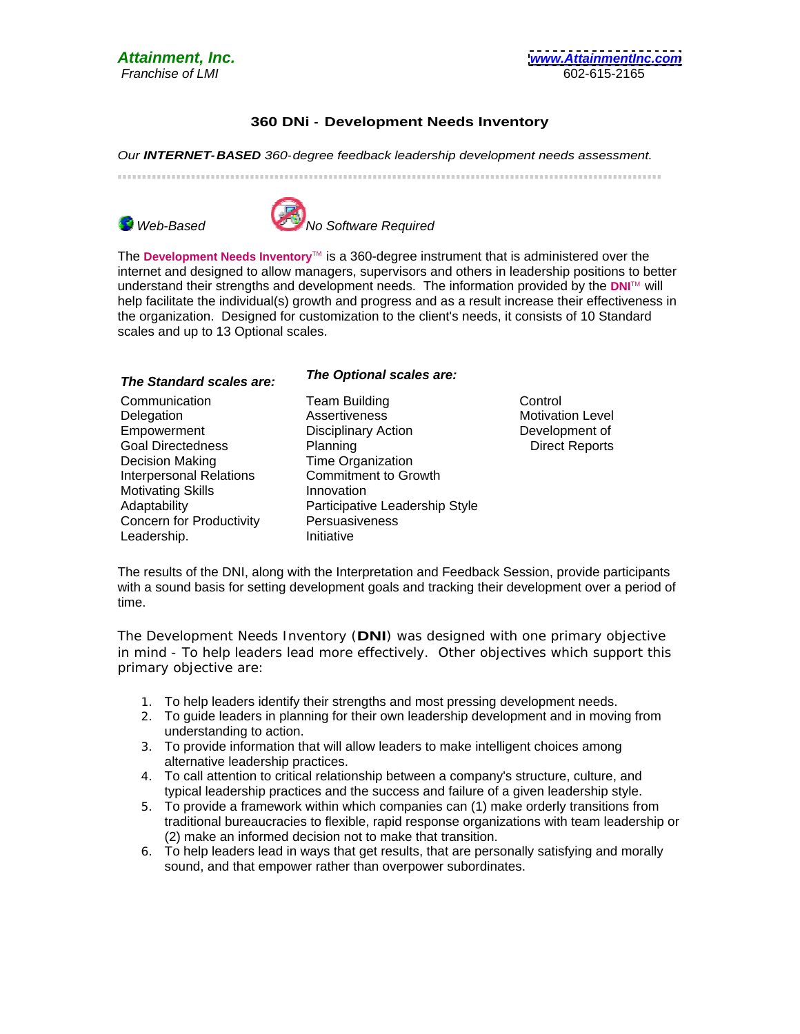**Attainment, Inc.**
*Franchise of LMI*

www.AttainmentInc.com
602-615-2165

# 360 DNi - Development Needs Inventory

*Our **INTERNET-BASED** 360-degree feedback leadership development needs assessment.*

*Web-Based* *No Software Required*

The **Development Needs Inventory**™ is a 360-degree instrument that is administered over the internet and designed to allow managers, supervisors and others in leadership positions to better understand their strengths and development needs. The information provided by the **DNI**™ will help facilitate the individual(s) growth and progress and as a result increase their effectiveness in the organization. Designed for customization to the client's needs, it consists of 10 Standard scales and up to 13 Optional scales.

***The Standard scales are:***

- Communication
- Delegation
- Empowerment
- Goal Directedness
- Decision Making
- Interpersonal Relations
- Motivating Skills
- Adaptability
- Concern for Productivity
- Leadership.

***The Optional scales are:***

- Team Building
- Assertiveness
- Disciplinary Action
- Planning
- Time Organization
- Commitment to Growth
- Innovation
- Participative Leadership Style
- Persuasiveness
- Initiative
- Control
- Motivation Level
- Development of Direct Reports

The results of the DNI, along with the Interpretation and Feedback Session, provide participants with a sound basis for setting development goals and tracking their development over a period of time.

The Development Needs Inventory (**DNI**) was designed with one primary objective in mind - To help leaders lead more effectively. Other objectives which support this primary objective are:

1. To help leaders identify their strengths and most pressing development needs.
2. To guide leaders in planning for their own leadership development and in moving from understanding to action.
3. To provide information that will allow leaders to make intelligent choices among alternative leadership practices.
4. To call attention to critical relationship between a company's structure, culture, and typical leadership practices and the success and failure of a given leadership style.
5. To provide a framework within which companies can (1) make orderly transitions from traditional bureaucracies to flexible, rapid response organizations with team leadership or (2) make an informed decision not to make that transition.
6. To help leaders lead in ways that get results, that are personally satisfying and morally sound, and that empower rather than overpower subordinates.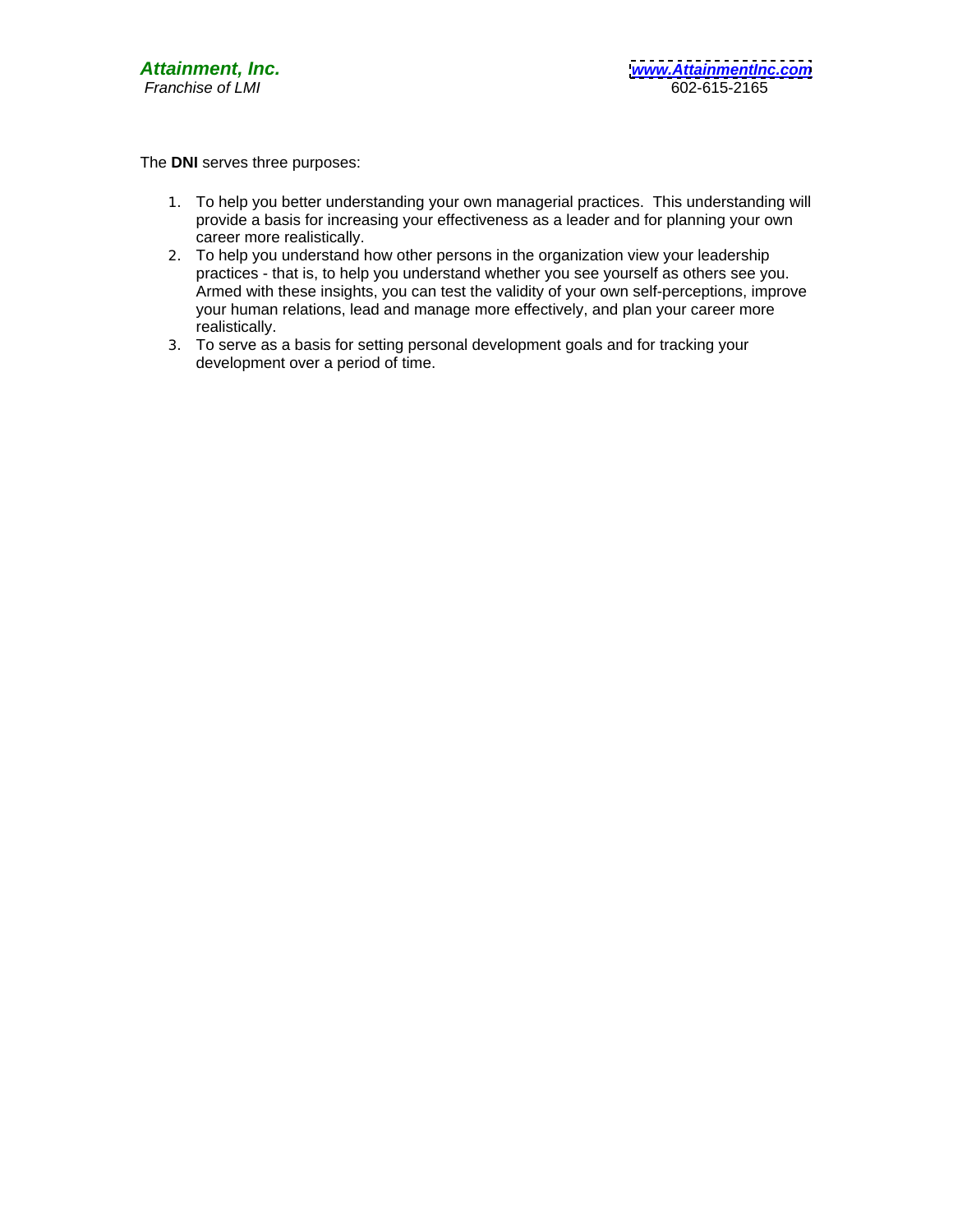The **DNI** serves three purposes:

1. To help you better understanding your own managerial practices. This understanding will provide a basis for increasing your effectiveness as a leader and for planning your own career more realistically.
2. To help you understand how other persons in the organization view your leadership practices - that is, to help you understand whether you see yourself as others see you. Armed with these insights, you can test the validity of your own self-perceptions, improve your human relations, lead and manage more effectively, and plan your career more realistically.
3. To serve as a basis for setting personal development goals and for tracking your development over a period of time.